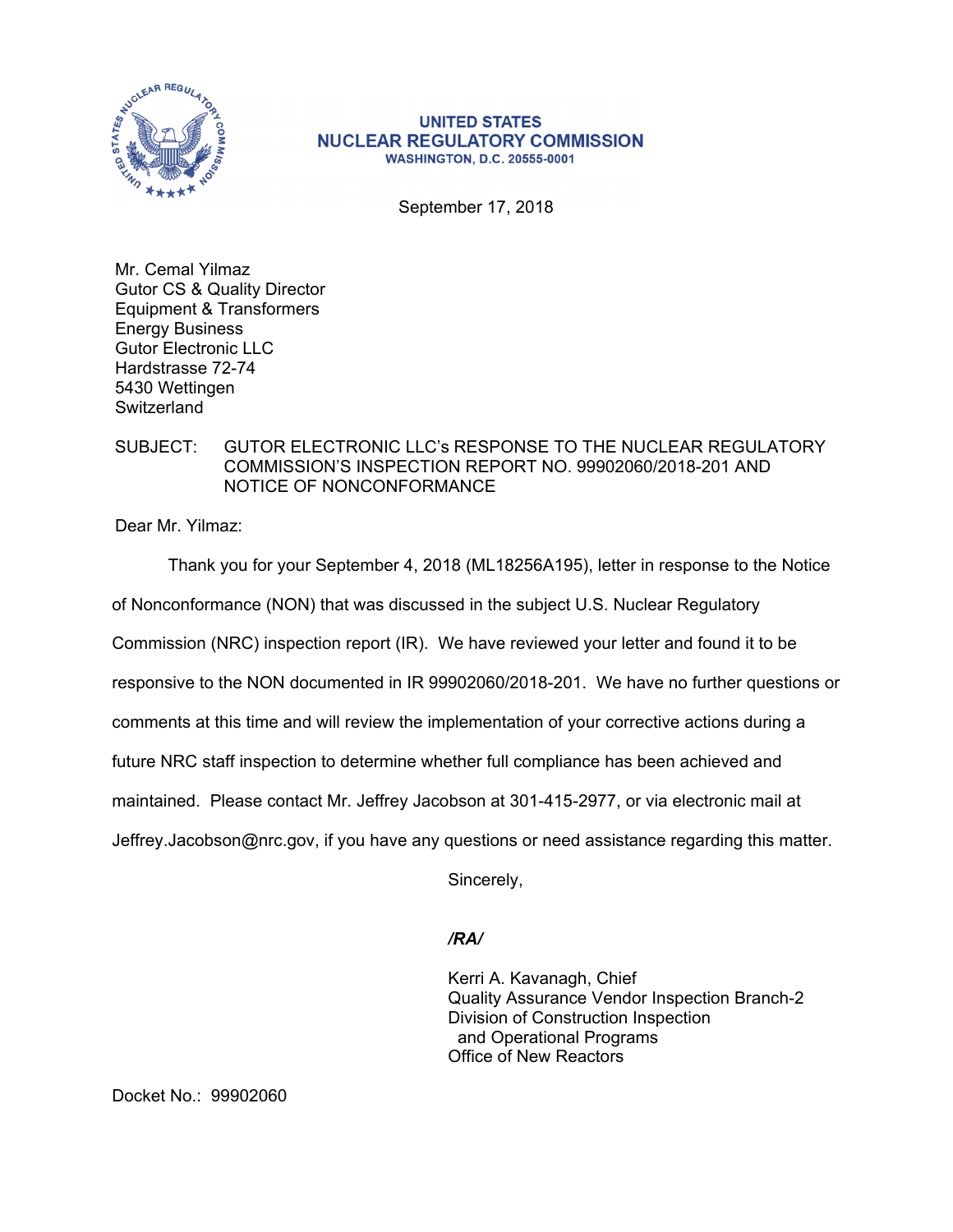**UNITED STATES**
**NUCLEAR REGULATORY COMMISSION**
**WASHINGTON, D.C. 20555-0001**

September 17, 2018

Mr. Cemal Yilmaz
Gutor CS & Quality Director
Equipment & Transformers
Energy Business
Gutor Electronic LLC
Hardstrasse 72-74
5430 Wettingen
Switzerland

SUBJECT: GUTOR ELECTRONIC LLC's RESPONSE TO THE NUCLEAR REGULATORY COMMISSION'S INSPECTION REPORT NO. 99902060/2018-201 AND NOTICE OF NONCONFORMANCE

Dear Mr. Yilmaz:

Thank you for your September 4, 2018 (ML18256A195), letter in response to the Notice of Nonconformance (NON) that was discussed in the subject U.S. Nuclear Regulatory Commission (NRC) inspection report (IR). We have reviewed your letter and found it to be responsive to the NON documented in IR 99902060/2018-201. We have no further questions or comments at this time and will review the implementation of your corrective actions during a future NRC staff inspection to determine whether full compliance has been achieved and maintained. Please contact Mr. Jeffrey Jacobson at 301-415-2977, or via electronic mail at Jeffrey.Jacobson@nrc.gov, if you have any questions or need assistance regarding this matter.

Sincerely,

*/RA/*

Kerri A. Kavanagh, Chief
Quality Assurance Vendor Inspection Branch-2
Division of Construction Inspection
and Operational Programs
Office of New Reactors

Docket No.: 99902060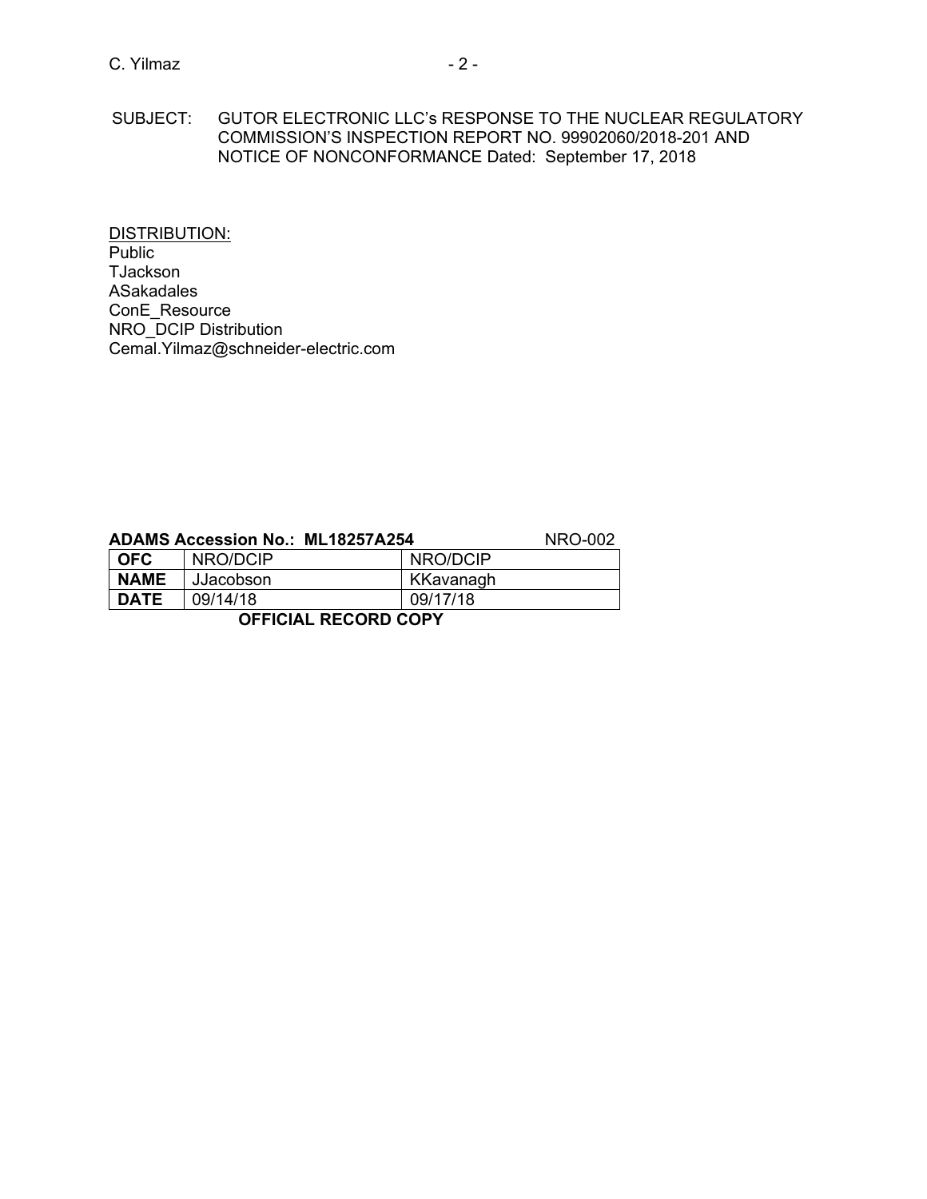SUBJECT: GUTOR ELECTRONIC LLC's RESPONSE TO THE NUCLEAR REGULATORY COMMISSION'S INSPECTION REPORT NO. 99902060/2018-201 AND NOTICE OF NONCONFORMANCE Dated: September 17, 2018

DISTRIBUTION:

Public
TJackson
ASakadales
ConE_Resource
NRO_DCIP Distribution
Cemal.Yilmaz@schneider-electric.com

**ADAMS Accession No.: ML18257A254** NRO-002

| | | |
|---|---|---|
| **OFC** | NRO/DCIP | NRO/DCIP |
| **NAME** | JJacobson | KKavanagh |
| **DATE** | 09/14/18 | 09/17/18 |

**OFFICIAL RECORD COPY**